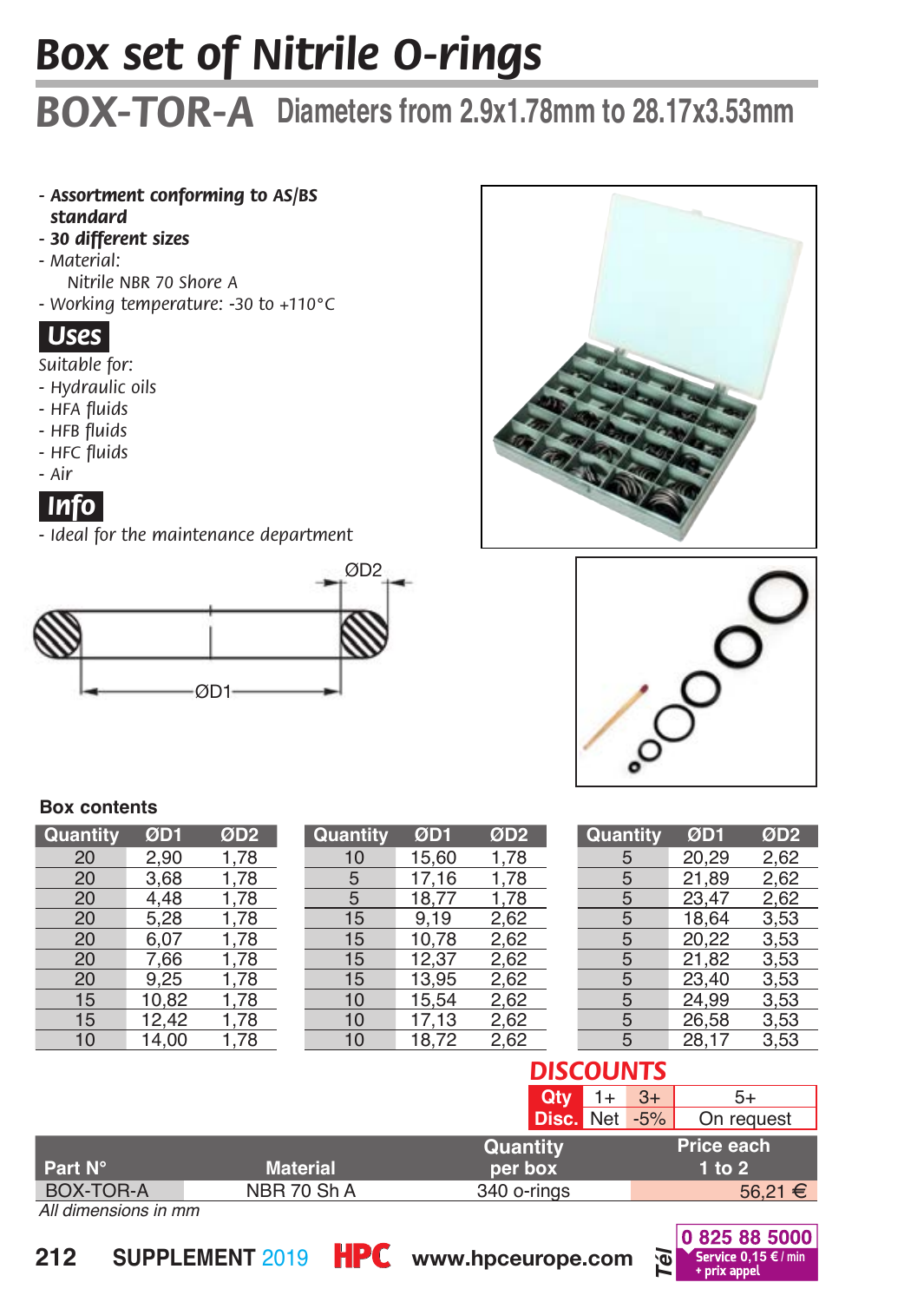# Box set of Nitrile O-rings

## BOX-TOR-A Diameters from 2.9x1.78mm to 28.17x3.53mm

- ***Assortment conforming to AS/BS standard***
- ***30 different sizes***
- *Material:*
  *Nitrile NBR 70 Shore A*
- *Working temperature: -30 to +110°C*

### Uses

*Suitable for:*
- *Hydraulic oils*
- *HFA fluids*
- *HFB fluids*
- *HFC fluids*
- *Air*

### Info

- *Ideal for the maintenance department*

ØD2

ØD1

**Box contents**

| Quantity | ØD1 | ØD2 |
|---|---|---|
| 20 | 2,90 | 1,78 |
| 20 | 3,68 | 1,78 |
| 20 | 4,48 | 1,78 |
| 20 | 5,28 | 1,78 |
| 20 | 6,07 | 1,78 |
| 20 | 7,66 | 1,78 |
| 20 | 9,25 | 1,78 |
| 15 | 10,82 | 1,78 |
| 15 | 12,42 | 1,78 |
| 10 | 14,00 | 1,78 |

| Quantity | ØD1 | ØD2 |
|---|---|---|
| 10 | 15,60 | 1,78 |
| 5 | 17,16 | 1,78 |
| 5 | 18,77 | 1,78 |
| 15 | 9,19 | 2,62 |
| 15 | 10,78 | 2,62 |
| 15 | 12,37 | 2,62 |
| 15 | 13,95 | 2,62 |
| 10 | 15,54 | 2,62 |
| 10 | 17,13 | 2,62 |
| 10 | 18,72 | 2,62 |

| Quantity | ØD1 | ØD2 |
|---|---|---|
| 5 | 20,29 | 2,62 |
| 5 | 21,89 | 2,62 |
| 5 | 23,47 | 2,62 |
| 5 | 18,64 | 3,53 |
| 5 | 20,22 | 3,53 |
| 5 | 21,82 | 3,53 |
| 5 | 23,40 | 3,53 |
| 5 | 24,99 | 3,53 |
| 5 | 26,58 | 3,53 |
| 5 | 28,17 | 3,53 |

**DISCOUNTS**

| Qty | 1+ | 3+ | 5+ |
|---|---|---|---|
| Disc. | Net | -5% | On request |

| Part N° | Material | Quantity per box | Price each 1 to 2 |
|---|---|---|---|
| BOX-TOR-A | NBR 70 Sh A | 340 o-rings | 56,21 € |

*All dimensions in mm*

SUPPLEMENT 2019 HPC www.hpceurope.com Tél 0 825 88 5000 Service 0,15 € / min + prix appel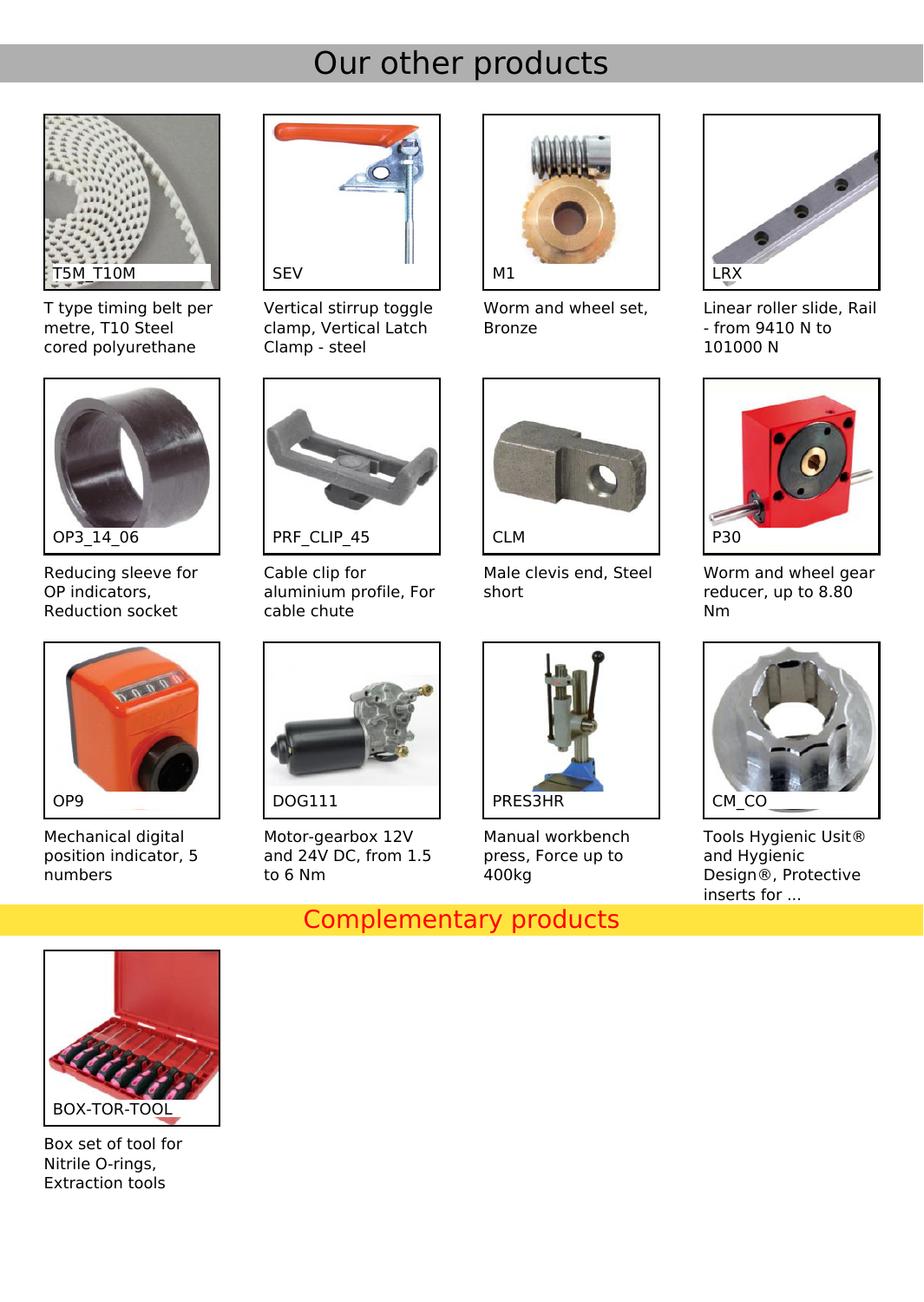# Our other products

T5M_T10M

T type timing belt per metre, T10 Steel cored polyurethane

SEV

Vertical stirrup toggle clamp, Vertical Latch Clamp - steel

M1

Worm and wheel set, Bronze

LRX

Linear roller slide, Rail - from 9410 N to 101000 N

OP3_14_06

Reducing sleeve for OP indicators, Reduction socket

PRF_CLIP_45

Cable clip for aluminium profile, For cable chute

CLM

Male clevis end, Steel short

P30

Worm and wheel gear reducer, up to 8.80 Nm

OP9

Mechanical digital position indicator, 5 numbers

DOG111

Motor-gearbox 12V and 24V DC, from 1.5 to 6 Nm

PRES3HR

Manual workbench press, Force up to 400kg

CM_CO

Tools Hygienic Usit® and Hygienic Design®, Protective inserts for ...

# Complementary products

BOX-TOR-TOOL

Box set of tool for Nitrile O-rings, Extraction tools